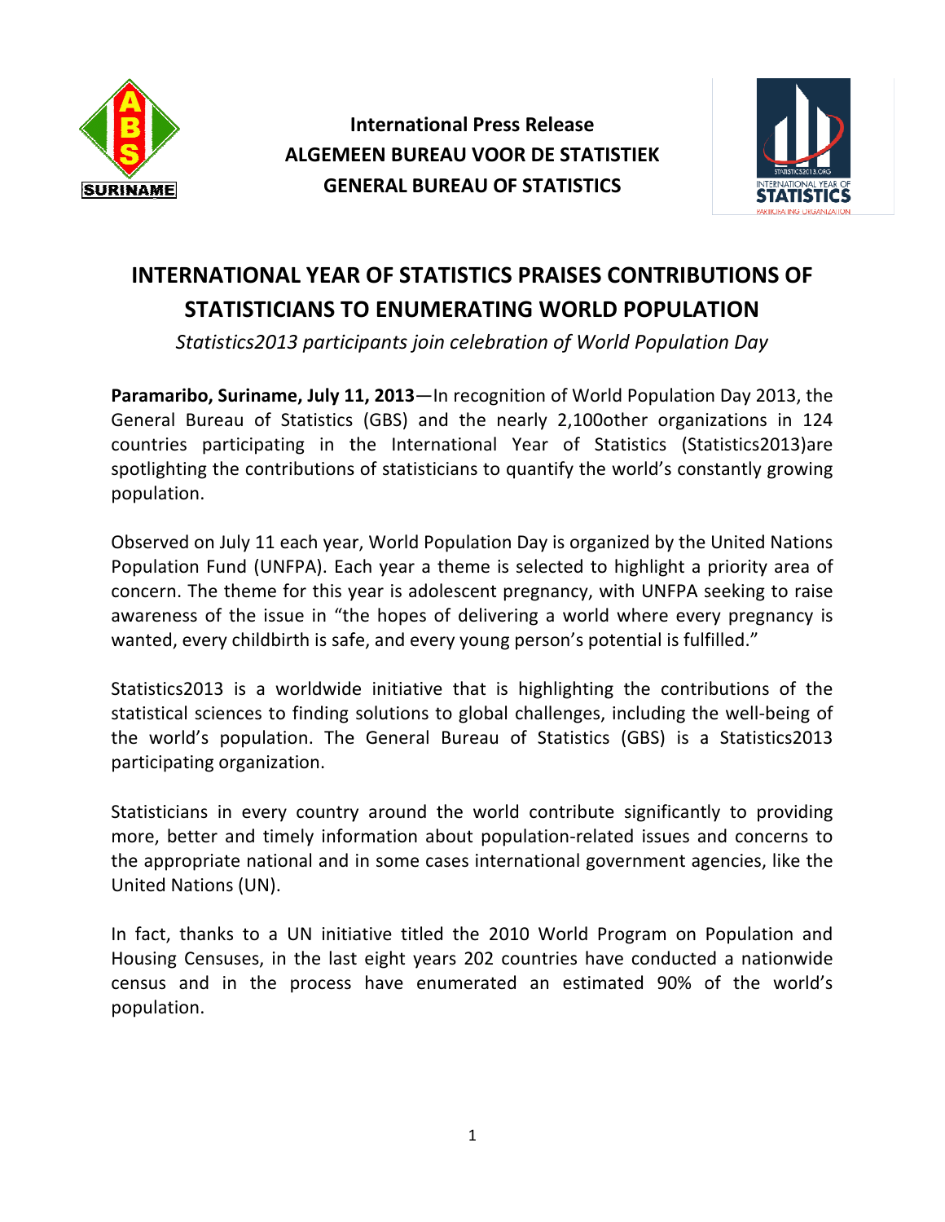**International Press Release**
**ALGEMEEN BUREAU VOOR DE STATISTIEK**
**GENERAL BUREAU OF STATISTICS**

# INTERNATIONAL YEAR OF STATISTICS PRAISES CONTRIBUTIONS OF STATISTICIANS TO ENUMERATING WORLD POPULATION

*Statistics2013 participants join celebration of World Population Day*

**Paramaribo, Suriname, July 11, 2013**—In recognition of World Population Day 2013, the General Bureau of Statistics (GBS) and the nearly 2,100other organizations in 124 countries participating in the International Year of Statistics (Statistics2013)are spotlighting the contributions of statisticians to quantify the world's constantly growing population.

Observed on July 11 each year, World Population Day is organized by the United Nations Population Fund (UNFPA). Each year a theme is selected to highlight a priority area of concern. The theme for this year is adolescent pregnancy, with UNFPA seeking to raise awareness of the issue in "the hopes of delivering a world where every pregnancy is wanted, every childbirth is safe, and every young person's potential is fulfilled."

Statistics2013 is a worldwide initiative that is highlighting the contributions of the statistical sciences to finding solutions to global challenges, including the well-being of the world's population. The General Bureau of Statistics (GBS) is a Statistics2013 participating organization.

Statisticians in every country around the world contribute significantly to providing more, better and timely information about population-related issues and concerns to the appropriate national and in some cases international government agencies, like the United Nations (UN).

In fact, thanks to a UN initiative titled the 2010 World Program on Population and Housing Censuses, in the last eight years 202 countries have conducted a nationwide census and in the process have enumerated an estimated 90% of the world's population.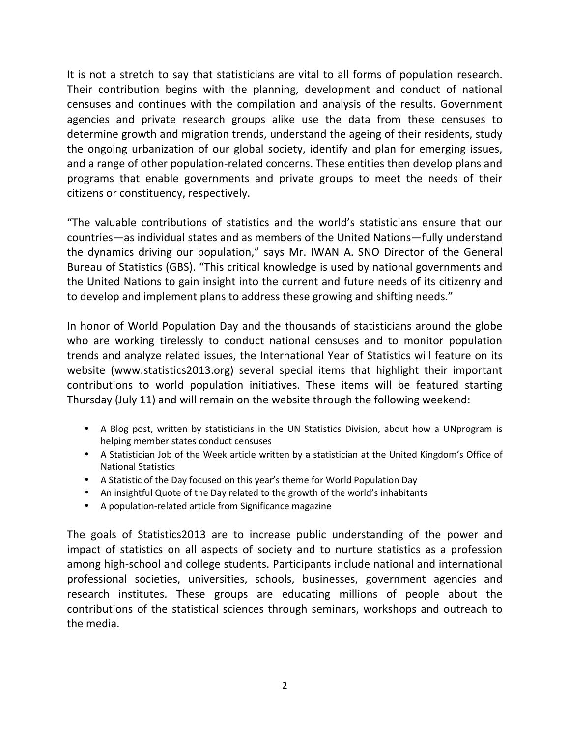It is not a stretch to say that statisticians are vital to all forms of population research. Their contribution begins with the planning, development and conduct of national censuses and continues with the compilation and analysis of the results. Government agencies and private research groups alike use the data from these censuses to determine growth and migration trends, understand the ageing of their residents, study the ongoing urbanization of our global society, identify and plan for emerging issues, and a range of other population-related concerns. These entities then develop plans and programs that enable governments and private groups to meet the needs of their citizens or constituency, respectively.

"The valuable contributions of statistics and the world's statisticians ensure that our countries—as individual states and as members of the United Nations—fully understand the dynamics driving our population," says Mr. IWAN A. SNO Director of the General Bureau of Statistics (GBS). "This critical knowledge is used by national governments and the United Nations to gain insight into the current and future needs of its citizenry and to develop and implement plans to address these growing and shifting needs."

In honor of World Population Day and the thousands of statisticians around the globe who are working tirelessly to conduct national censuses and to monitor population trends and analyze related issues, the International Year of Statistics will feature on its website (www.statistics2013.org) several special items that highlight their important contributions to world population initiatives. These items will be featured starting Thursday (July 11) and will remain on the website through the following weekend:

- A Blog post, written by statisticians in the UN Statistics Division, about how a UNprogram is helping member states conduct censuses
- A Statistician Job of the Week article written by a statistician at the United Kingdom's Office of National Statistics
- A Statistic of the Day focused on this year's theme for World Population Day
- An insightful Quote of the Day related to the growth of the world's inhabitants
- A population-related article from Significance magazine

The goals of Statistics2013 are to increase public understanding of the power and impact of statistics on all aspects of society and to nurture statistics as a profession among high-school and college students. Participants include national and international professional societies, universities, schools, businesses, government agencies and research institutes. These groups are educating millions of people about the contributions of the statistical sciences through seminars, workshops and outreach to the media.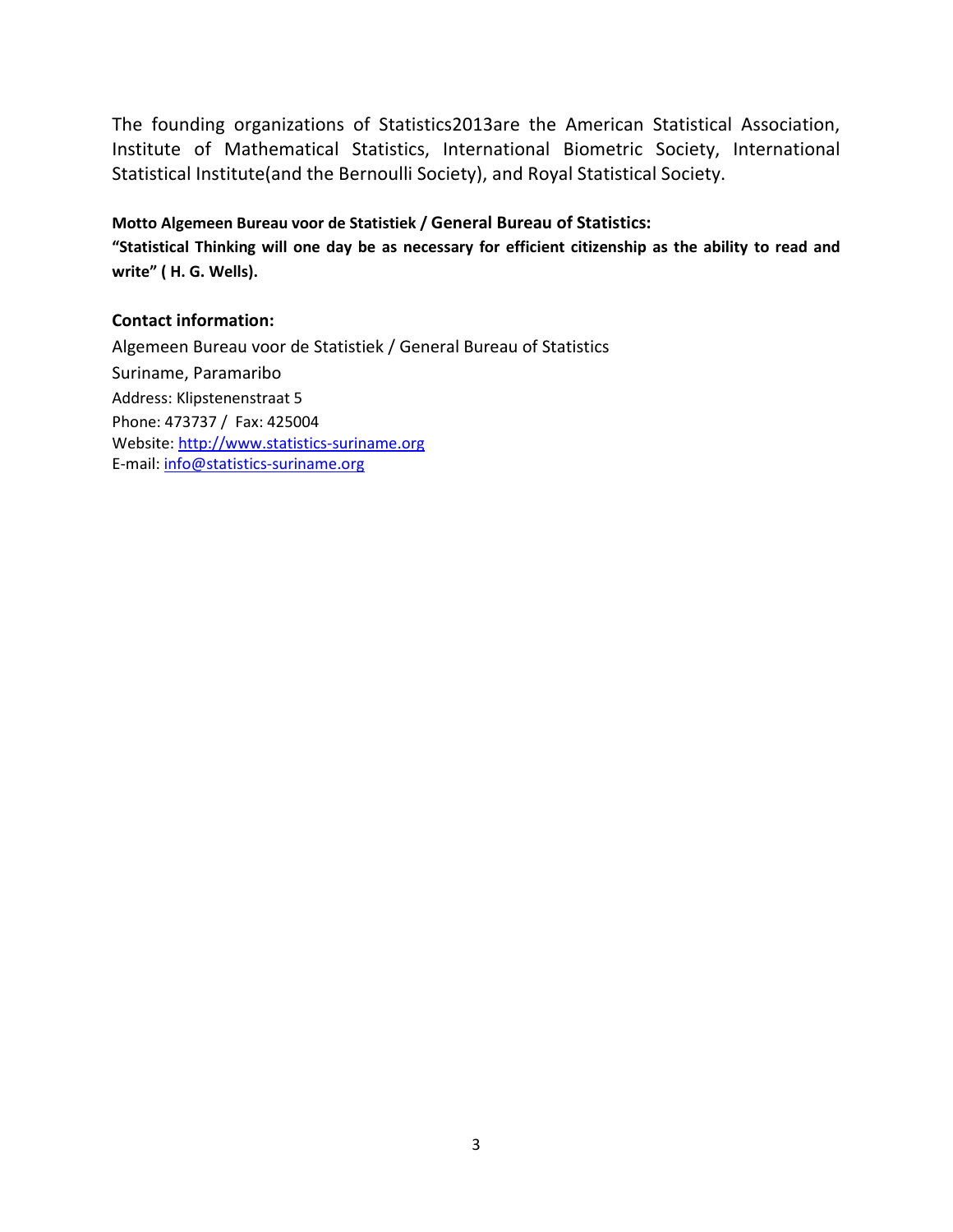The founding organizations of Statistics2013are the American Statistical Association, Institute of Mathematical Statistics, International Biometric Society, International Statistical Institute(and the Bernoulli Society), and Royal Statistical Society.

**Motto Algemeen Bureau voor de Statistiek / General Bureau of Statistics:**

**"Statistical Thinking will one day be as necessary for efficient citizenship as the ability to read and write" ( H. G. Wells).**

**Contact information:**

Algemeen Bureau voor de Statistiek / General Bureau of Statistics  
Suriname, Paramaribo  
Address: Klipstenenstraat 5  
Phone: 473737 / Fax: 425004  
Website: http://www.statistics-suriname.org  
E-mail: info@statistics-suriname.org